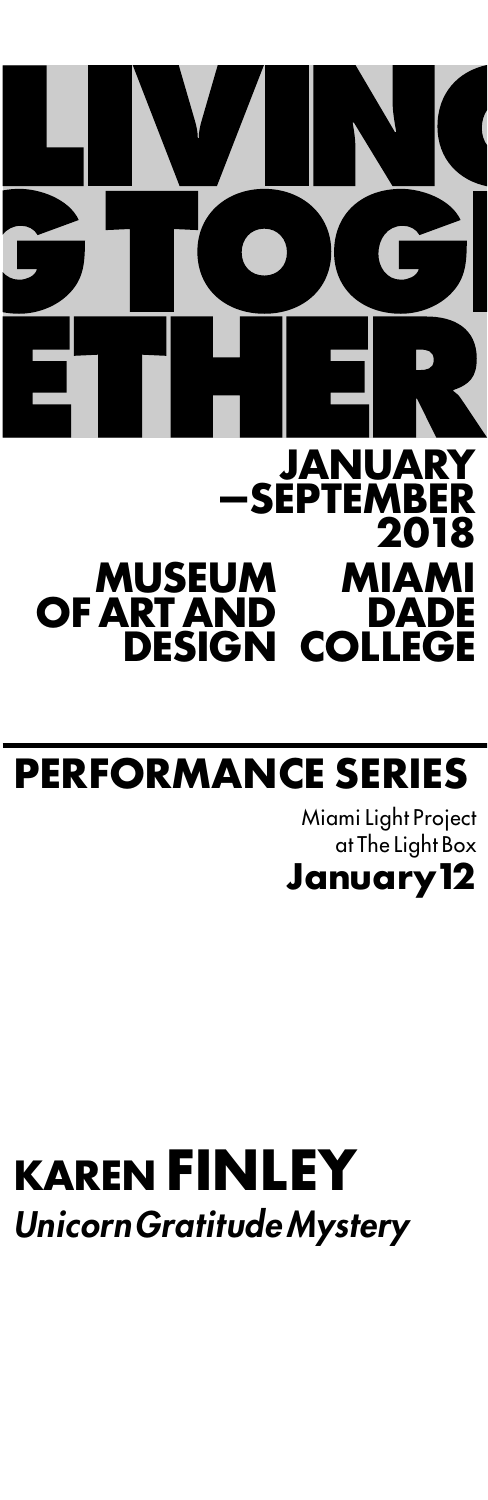# LIVING TOGETHER

**JANUARY —SEPTEMBER 2018**

**MUSEUM OF ART AND DESIGN**

**MIAMI DADE COLLEGE**

## PERFORMANCE SERIES

Miami Light Project at The Light Box

**January 12**

# KAREN FINLEY

*Unicorn Gratitude Mystery*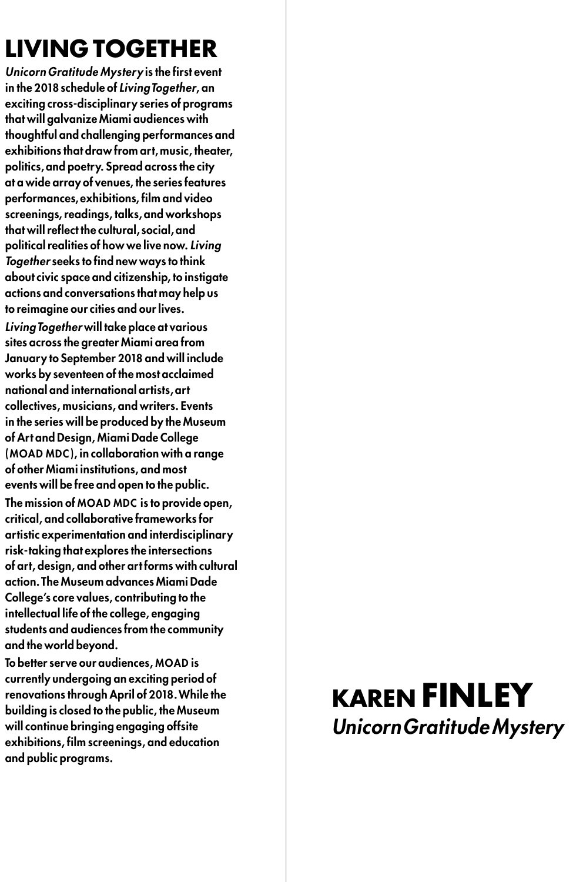# LIVING TOGETHER

*Unicorn Gratitude Mystery* is the first event in the 2018 schedule of *Living Together*, an exciting cross-disciplinary series of programs that will galvanize Miami audiences with thoughtful and challenging performances and exhibitions that draw from art, music, theater, politics, and poetry. Spread across the city at a wide array of venues, the series features performances, exhibitions, film and video screenings, readings, talks, and workshops that will reflect the cultural, social, and political realities of how we live now. *Living Together* seeks to find new ways to think about civic space and citizenship, to instigate actions and conversations that may help us to reimagine our cities and our lives.

*Living Together* will take place at various sites across the greater Miami area from January to September 2018 and will include works by seventeen of the most acclaimed national and international artists, art collectives, musicians, and writers. Events in the series will be produced by the Museum of Art and Design, Miami Dade College (MOAD MDC), in collaboration with a range of other Miami institutions, and most events will be free and open to the public.

The mission of MOAD MDC is to provide open, critical, and collaborative frameworks for artistic experimentation and interdisciplinary risk-taking that explores the intersections of art, design, and other art forms with cultural action. The Museum advances Miami Dade College's core values, contributing to the intellectual life of the college, engaging students and audiences from the community and the world beyond.

To better serve our audiences, MOAD is currently undergoing an exciting period of renovations through April of 2018. While the building is closed to the public, the Museum will continue bringing engaging offsite exhibitions, film screenings, and education and public programs.

# KAREN FINLEY

*Unicorn Gratitude Mystery*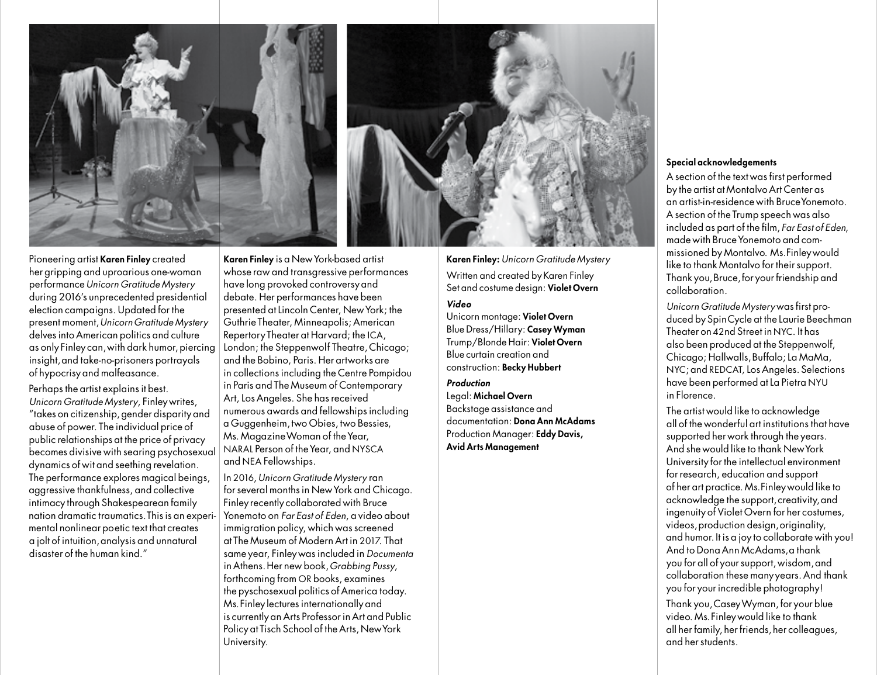Pioneering artist **Karen Finley** created her gripping and uproarious one-woman performance *Unicorn Gratitude Mystery* during 2016's unprecedented presidential election campaigns. Updated for the present moment, *Unicorn Gratitude Mystery* delves into American politics and culture as only Finley can, with dark humor, piercing insight, and take-no-prisoners portrayals of hypocrisy and malfeasance.

Perhaps the artist explains it best. *Unicorn Gratitude Mystery*, Finley writes, "takes on citizenship, gender disparity and abuse of power. The individual price of public relationships at the price of privacy becomes divisive with searing psychosexual dynamics of wit and seething revelation. The performance explores magical beings, aggressive thankfulness, and collective intimacy through Shakespearean family nation dramatic traumatics. This is an experimental nonlinear poetic text that creates a jolt of intuition, analysis and unnatural disaster of the human kind."

**Karen Finley** is a New York-based artist whose raw and transgressive performances have long provoked controversy and debate. Her performances have been presented at Lincoln Center, New York; the Guthrie Theater, Minneapolis; American Repertory Theater at Harvard; the ICA, London; the Steppenwolf Theatre, Chicago; and the Bobino, Paris. Her artworks are in collections including the Centre Pompidou in Paris and The Museum of Contemporary Art, Los Angeles. She has received numerous awards and fellowships including a Guggenheim, two Obies, two Bessies, Ms. Magazine Woman of the Year, NARAL Person of the Year, and NYSCA and NEA Fellowships.

In 2016, *Unicorn Gratitude Mystery* ran for several months in New York and Chicago. Finley recently collaborated with Bruce Yonemoto on *Far East of Eden*, a video about immigration policy, which was screened at The Museum of Modern Art in 2017. That same year, Finley was included in *Documenta* in Athens. Her new book, *Grabbing Pussy*, forthcoming from OR books, examines the pyschosexual politics of America today. Ms. Finley lectures internationally and is currently an Arts Professor in Art and Public Policy at Tisch School of the Arts, New York University.

**Karen Finley:** *Unicorn Gratitude Mystery*

Written and created by Karen Finley
Set and costume design: **Violet Overn**

***Video***

Unicorn montage: **Violet Overn**
Blue Dress/Hillary: **Casey Wyman**
Trump/Blonde Hair: **Violet Overn**
Blue curtain creation and construction: **Becky Hubbert**

***Production***

Legal: **Michael Overn**
Backstage assistance and documentation: **Dona Ann McAdams**
Production Manager: **Eddy Davis, Avid Arts Management**

**Special acknowledgements**

A section of the text was first performed by the artist at Montalvo Art Center as an artist-in-residence with Bruce Yonemoto. A section of the Trump speech was also included as part of the film, *Far East of Eden*, made with Bruce Yonemoto and commissioned by Montalvo. Ms. Finley would like to thank Montalvo for their support. Thank you, Bruce, for your friendship and collaboration.

*Unicorn Gratitude Mystery* was first produced by Spin Cycle at the Laurie Beechman Theater on 42nd Street in NYC. It has also been produced at the Steppenwolf, Chicago; Hallwalls, Buffalo; La MaMa, NYC; and REDCAT, Los Angeles. Selections have been performed at La Pietra NYU in Florence.

The artist would like to acknowledge all of the wonderful art institutions that have supported her work through the years. And she would like to thank New York University for the intellectual environment for research, education and support of her art practice. Ms. Finley would like to acknowledge the support, creativity, and ingenuity of Violet Overn for her costumes, videos, production design, originality, and humor. It is a joy to collaborate with you! And to Dona Ann McAdams, a thank you for all of your support, wisdom, and collaboration these many years. And thank you for your incredible photography!

Thank you, Casey Wyman, for your blue video. Ms. Finley would like to thank all her family, her friends, her colleagues, and her students.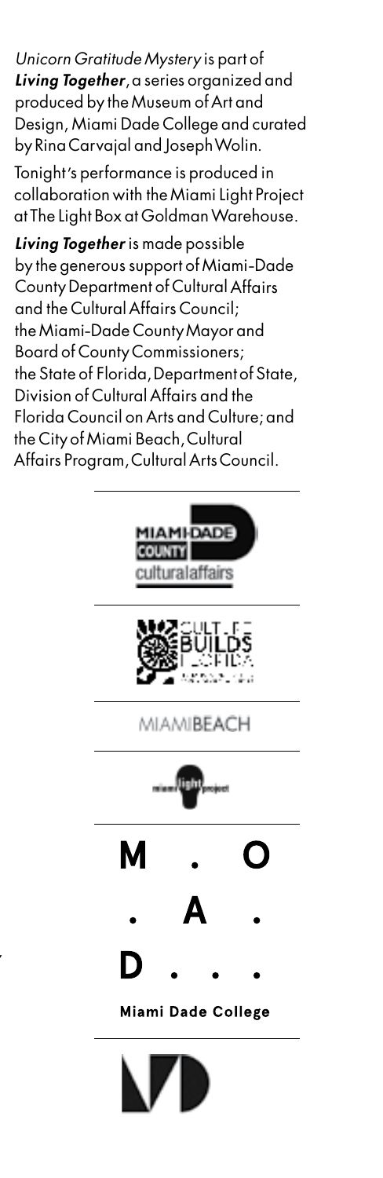*Unicorn Gratitude Mystery* is part of ***Living Together***, a series organized and produced by the Museum of Art and Design, Miami Dade College and curated by Rina Carvajal and Joseph Wolin.

Tonight's performance is produced in collaboration with the Miami Light Project at The Light Box at Goldman Warehouse.

***Living Together*** is made possible by the generous support of Miami-Dade County Department of Cultural Affairs and the Cultural Affairs Council; the Miami-Dade County Mayor and Board of County Commissioners; the State of Florida, Department of State, Division of Cultural Affairs and the Florida Council on Arts and Culture; and the City of Miami Beach, Cultural Affairs Program, Cultural Arts Council.

MIAMI-DADE COUNTY culturalaffairs

CULTURE BUILDS FLORIDA

MIAMIBEACH

miami light project

M . O
. A .
D . . .

**Miami Dade College**